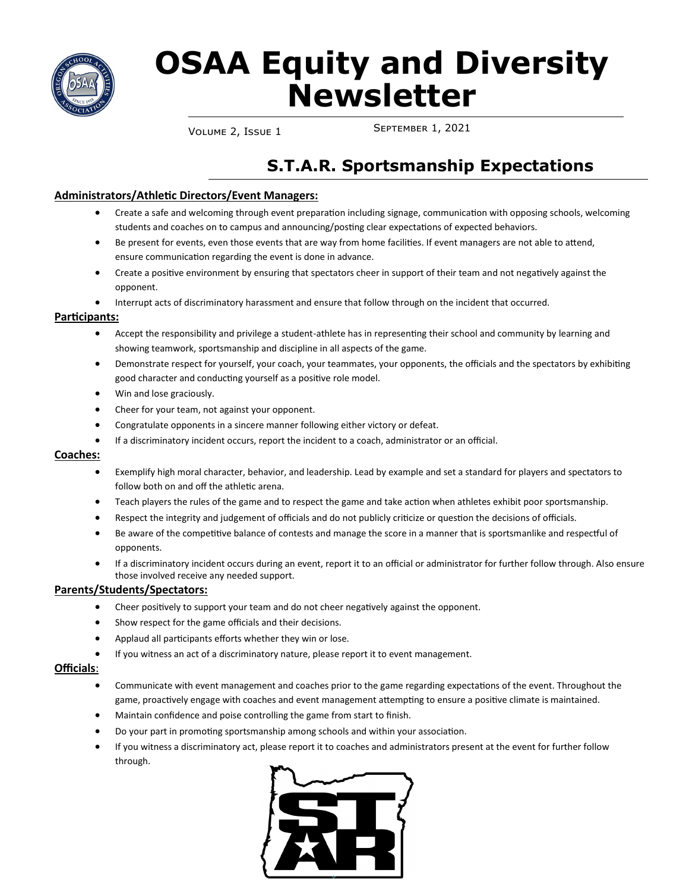# OSAA Equity and Diversity Newsletter

Volume 2, Issue 1

September 1, 2021

## S.T.A.R. Sportsmanship Expectations

**Administrators/Athletic Directors/Event Managers:**

- Create a safe and welcoming through event preparation including signage, communication with opposing schools, welcoming students and coaches on to campus and announcing/posting clear expectations of expected behaviors.
- Be present for events, even those events that are way from home facilities. If event managers are not able to attend, ensure communication regarding the event is done in advance.
- Create a positive environment by ensuring that spectators cheer in support of their team and not negatively against the opponent.
- Interrupt acts of discriminatory harassment and ensure that follow through on the incident that occurred.

**Participants:**

- Accept the responsibility and privilege a student-athlete has in representing their school and community by learning and showing teamwork, sportsmanship and discipline in all aspects of the game.
- Demonstrate respect for yourself, your coach, your teammates, your opponents, the officials and the spectators by exhibiting good character and conducting yourself as a positive role model.
- Win and lose graciously.
- Cheer for your team, not against your opponent.
- Congratulate opponents in a sincere manner following either victory or defeat.
- If a discriminatory incident occurs, report the incident to a coach, administrator or an official.

**Coaches:**

- Exemplify high moral character, behavior, and leadership. Lead by example and set a standard for players and spectators to follow both on and off the athletic arena.
- Teach players the rules of the game and to respect the game and take action when athletes exhibit poor sportsmanship.
- Respect the integrity and judgement of officials and do not publicly criticize or question the decisions of officials.
- Be aware of the competitive balance of contests and manage the score in a manner that is sportsmanlike and respectful of opponents.
- If a discriminatory incident occurs during an event, report it to an official or administrator for further follow through. Also ensure those involved receive any needed support.

**Parents/Students/Spectators:**

- Cheer positively to support your team and do not cheer negatively against the opponent.
- Show respect for the game officials and their decisions.
- Applaud all participants efforts whether they win or lose.
- If you witness an act of a discriminatory nature, please report it to event management.

**Officials**:

- Communicate with event management and coaches prior to the game regarding expectations of the event. Throughout the game, proactively engage with coaches and event management attempting to ensure a positive climate is maintained.
- Maintain confidence and poise controlling the game from start to finish.
- Do your part in promoting sportsmanship among schools and within your association.
- If you witness a discriminatory act, please report it to coaches and administrators present at the event for further follow through.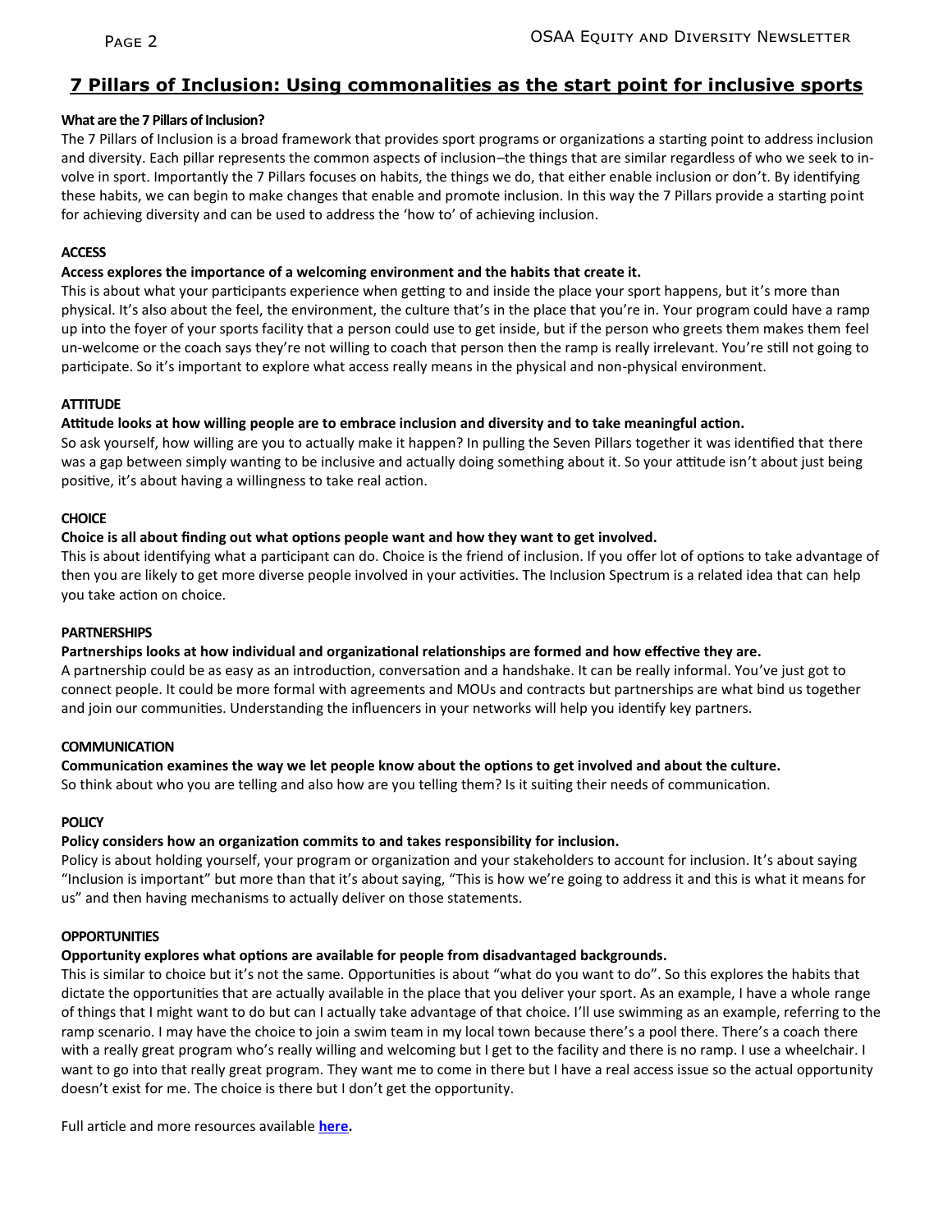## 7 Pillars of Inclusion: Using commonalities as the start point for inclusive sports

**What are the 7 Pillars of Inclusion?**

The 7 Pillars of Inclusion is a broad framework that provides sport programs or organizations a starting point to address inclusion and diversity. Each pillar represents the common aspects of inclusion–the things that are similar regardless of who we seek to involve in sport. Importantly the 7 Pillars focuses on habits, the things we do, that either enable inclusion or don't. By identifying these habits, we can begin to make changes that enable and promote inclusion. In this way the 7 Pillars provide a starting point for achieving diversity and can be used to address the 'how to' of achieving inclusion.

**ACCESS**

**Access explores the importance of a welcoming environment and the habits that create it.**

This is about what your participants experience when getting to and inside the place your sport happens, but it's more than physical. It's also about the feel, the environment, the culture that's in the place that you're in. Your program could have a ramp up into the foyer of your sports facility that a person could use to get inside, but if the person who greets them makes them feel un-welcome or the coach says they're not willing to coach that person then the ramp is really irrelevant. You're still not going to participate. So it's important to explore what access really means in the physical and non-physical environment.

**ATTITUDE**

**Attitude looks at how willing people are to embrace inclusion and diversity and to take meaningful action.**

So ask yourself, how willing are you to actually make it happen? In pulling the Seven Pillars together it was identified that there was a gap between simply wanting to be inclusive and actually doing something about it. So your attitude isn't about just being positive, it's about having a willingness to take real action.

**CHOICE**

**Choice is all about finding out what options people want and how they want to get involved.**

This is about identifying what a participant can do. Choice is the friend of inclusion. If you offer lot of options to take advantage of then you are likely to get more diverse people involved in your activities. The Inclusion Spectrum is a related idea that can help you take action on choice.

**PARTNERSHIPS**

**Partnerships looks at how individual and organizational relationships are formed and how effective they are.**

A partnership could be as easy as an introduction, conversation and a handshake. It can be really informal. You've just got to connect people. It could be more formal with agreements and MOUs and contracts but partnerships are what bind us together and join our communities. Understanding the influencers in your networks will help you identify key partners.

**COMMUNICATION**

**Communication examines the way we let people know about the options to get involved and about the culture.**

So think about who you are telling and also how are you telling them? Is it suiting their needs of communication.

**POLICY**

**Policy considers how an organization commits to and takes responsibility for inclusion.**

Policy is about holding yourself, your program or organization and your stakeholders to account for inclusion. It's about saying "Inclusion is important" but more than that it's about saying, "This is how we're going to address it and this is what it means for us" and then having mechanisms to actually deliver on those statements.

**OPPORTUNITIES**

**Opportunity explores what options are available for people from disadvantaged backgrounds.**

This is similar to choice but it's not the same. Opportunities is about "what do you want to do". So this explores the habits that dictate the opportunities that are actually available in the place that you deliver your sport. As an example, I have a whole range of things that I might want to do but can I actually take advantage of that choice. I'll use swimming as an example, referring to the ramp scenario. I may have the choice to join a swim team in my local town because there's a pool there. There's a coach there with a really great program who's really willing and welcoming but I get to the facility and there is no ramp. I use a wheelchair. I want to go into that really great program. They want me to come in there but I have a real access issue so the actual opportunity doesn't exist for me. The choice is there but I don't get the opportunity.

Full article and more resources available **here**.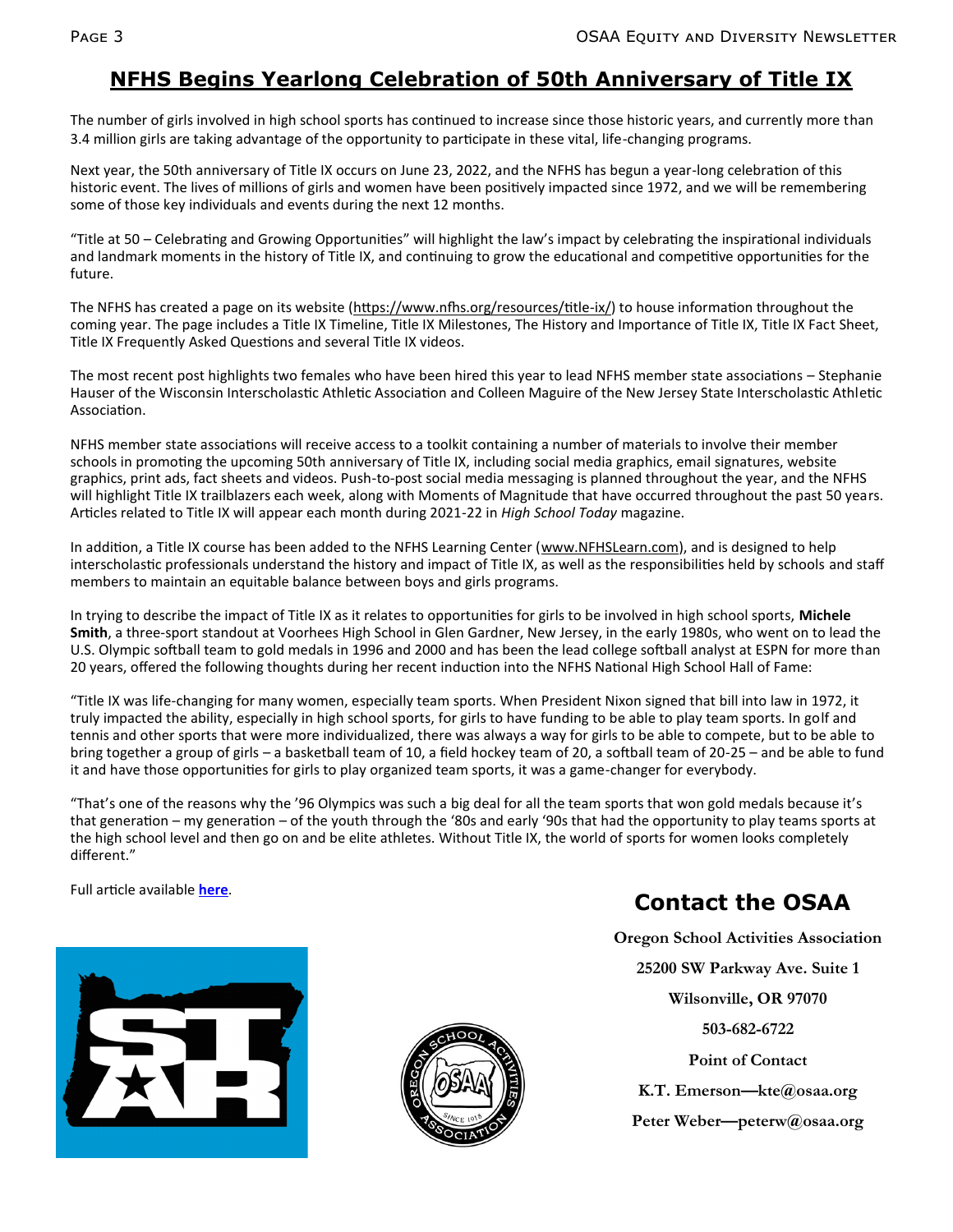# NFHS Begins Yearlong Celebration of 50th Anniversary of Title IX

The number of girls involved in high school sports has continued to increase since those historic years, and currently more than 3.4 million girls are taking advantage of the opportunity to participate in these vital, life-changing programs.

Next year, the 50th anniversary of Title IX occurs on June 23, 2022, and the NFHS has begun a year-long celebration of this historic event. The lives of millions of girls and women have been positively impacted since 1972, and we will be remembering some of those key individuals and events during the next 12 months.

"Title at 50 – Celebrating and Growing Opportunities" will highlight the law's impact by celebrating the inspirational individuals and landmark moments in the history of Title IX, and continuing to grow the educational and competitive opportunities for the future.

The NFHS has created a page on its website (https://www.nfhs.org/resources/title-ix/) to house information throughout the coming year. The page includes a Title IX Timeline, Title IX Milestones, The History and Importance of Title IX, Title IX Fact Sheet, Title IX Frequently Asked Questions and several Title IX videos.

The most recent post highlights two females who have been hired this year to lead NFHS member state associations – Stephanie Hauser of the Wisconsin Interscholastic Athletic Association and Colleen Maguire of the New Jersey State Interscholastic Athletic Association.

NFHS member state associations will receive access to a toolkit containing a number of materials to involve their member schools in promoting the upcoming 50th anniversary of Title IX, including social media graphics, email signatures, website graphics, print ads, fact sheets and videos. Push-to-post social media messaging is planned throughout the year, and the NFHS will highlight Title IX trailblazers each week, along with Moments of Magnitude that have occurred throughout the past 50 years. Articles related to Title IX will appear each month during 2021-22 in *High School Today* magazine.

In addition, a Title IX course has been added to the NFHS Learning Center (www.NFHSLearn.com), and is designed to help interscholastic professionals understand the history and impact of Title IX, as well as the responsibilities held by schools and staff members to maintain an equitable balance between boys and girls programs.

In trying to describe the impact of Title IX as it relates to opportunities for girls to be involved in high school sports, **Michele Smith**, a three-sport standout at Voorhees High School in Glen Gardner, New Jersey, in the early 1980s, who went on to lead the U.S. Olympic softball team to gold medals in 1996 and 2000 and has been the lead college softball analyst at ESPN for more than 20 years, offered the following thoughts during her recent induction into the NFHS National High School Hall of Fame:

"Title IX was life-changing for many women, especially team sports. When President Nixon signed that bill into law in 1972, it truly impacted the ability, especially in high school sports, for girls to have funding to be able to play team sports. In golf and tennis and other sports that were more individualized, there was always a way for girls to be able to compete, but to be able to bring together a group of girls – a basketball team of 10, a field hockey team of 20, a softball team of 20-25 – and be able to fund it and have those opportunities for girls to play organized team sports, it was a game-changer for everybody.

"That's one of the reasons why the '96 Olympics was such a big deal for all the team sports that won gold medals because it's that generation – my generation – of the youth through the '80s and early '90s that had the opportunity to play teams sports at the high school level and then go on and be elite athletes. Without Title IX, the world of sports for women looks completely different."

Full article available **here**.

## Contact the OSAA

**Oregon School Activities Association**

**25200 SW Parkway Ave. Suite 1**

**Wilsonville, OR 97070**

**503-682-6722**

**Point of Contact**

**K.T. Emerson—kte@osaa.org**

**Peter Weber—peterw@osaa.org**